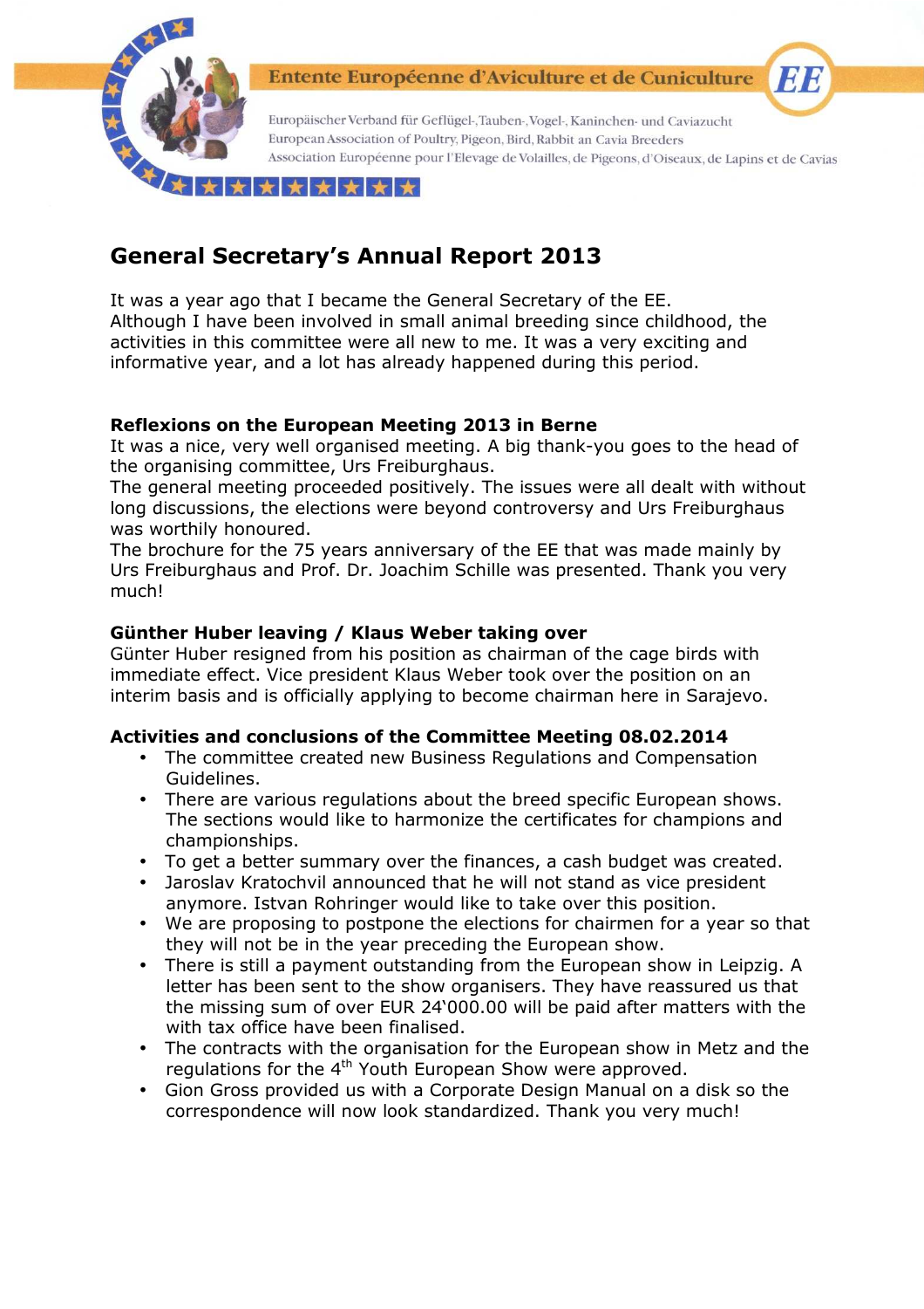Entente Européenne d'Aviculture et de Cuniculture

Europäischer Verband für Geflügel-, Tauben-, Vogel-, Kaninchen- und Caviazucht
European Association of Poultry, Pigeon, Bird, Rabbit an Cavia Breeders
Association Européenne pour l'Elevage de Volailles, de Pigeons, d'Oiseaux, de Lapins et de Cavias

# General Secretary's Annual Report 2013

It was a year ago that I became the General Secretary of the EE.
Although I have been involved in small animal breeding since childhood, the activities in this committee were all new to me. It was a very exciting and informative year, and a lot has already happened during this period.

### Reflexions on the European Meeting 2013 in Berne

It was a nice, very well organised meeting. A big thank-you goes to the head of the organising committee, Urs Freiburghaus.
The general meeting proceeded positively. The issues were all dealt with without long discussions, the elections were beyond controversy and Urs Freiburghaus was worthily honoured.
The brochure for the 75 years anniversary of the EE that was made mainly by Urs Freiburghaus and Prof. Dr. Joachim Schille was presented. Thank you very much!

### Günther Huber leaving / Klaus Weber taking over

Günter Huber resigned from his position as chairman of the cage birds with immediate effect. Vice president Klaus Weber took over the position on an interim basis and is officially applying to become chairman here in Sarajevo.

### Activities and conclusions of the Committee Meeting 08.02.2014

- The committee created new Business Regulations and Compensation Guidelines.
- There are various regulations about the breed specific European shows. The sections would like to harmonize the certificates for champions and championships.
- To get a better summary over the finances, a cash budget was created.
- Jaroslav Kratochvil announced that he will not stand as vice president anymore. Istvan Rohringer would like to take over this position.
- We are proposing to postpone the elections for chairmen for a year so that they will not be in the year preceding the European show.
- There is still a payment outstanding from the European show in Leipzig. A letter has been sent to the show organisers. They have reassured us that the missing sum of over EUR 24'000.00 will be paid after matters with the with tax office have been finalised.
- The contracts with the organisation for the European show in Metz and the regulations for the 4th Youth European Show were approved.
- Gion Gross provided us with a Corporate Design Manual on a disk so the correspondence will now look standardized. Thank you very much!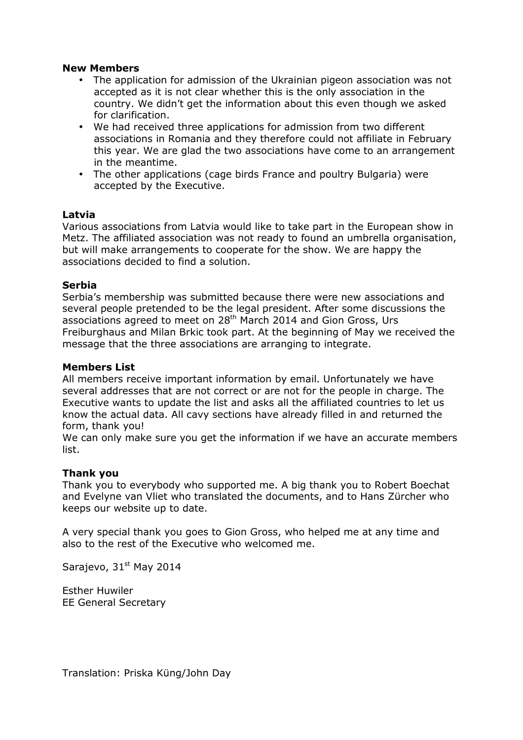**New Members**

- The application for admission of the Ukrainian pigeon association was not accepted as it is not clear whether this is the only association in the country. We didn't get the information about this even though we asked for clarification.
- We had received three applications for admission from two different associations in Romania and they therefore could not affiliate in February this year. We are glad the two associations have come to an arrangement in the meantime.
- The other applications (cage birds France and poultry Bulgaria) were accepted by the Executive.

**Latvia**

Various associations from Latvia would like to take part in the European show in Metz. The affiliated association was not ready to found an umbrella organisation, but will make arrangements to cooperate for the show. We are happy the associations decided to find a solution.

**Serbia**

Serbia's membership was submitted because there were new associations and several people pretended to be the legal president. After some discussions the associations agreed to meet on 28th March 2014 and Gion Gross, Urs Freiburghaus and Milan Brkic took part. At the beginning of May we received the message that the three associations are arranging to integrate.

**Members List**

All members receive important information by email. Unfortunately we have several addresses that are not correct or are not for the people in charge. The Executive wants to update the list and asks all the affiliated countries to let us know the actual data. All cavy sections have already filled in and returned the form, thank you!

We can only make sure you get the information if we have an accurate members list.

**Thank you**

Thank you to everybody who supported me. A big thank you to Robert Boechat and Evelyne van Vliet who translated the documents, and to Hans Zürcher who keeps our website up to date.

A very special thank you goes to Gion Gross, who helped me at any time and also to the rest of the Executive who welcomed me.

Sarajevo, 31st May 2014

Esther Huwiler
EE General Secretary

Translation: Priska Küng/John Day